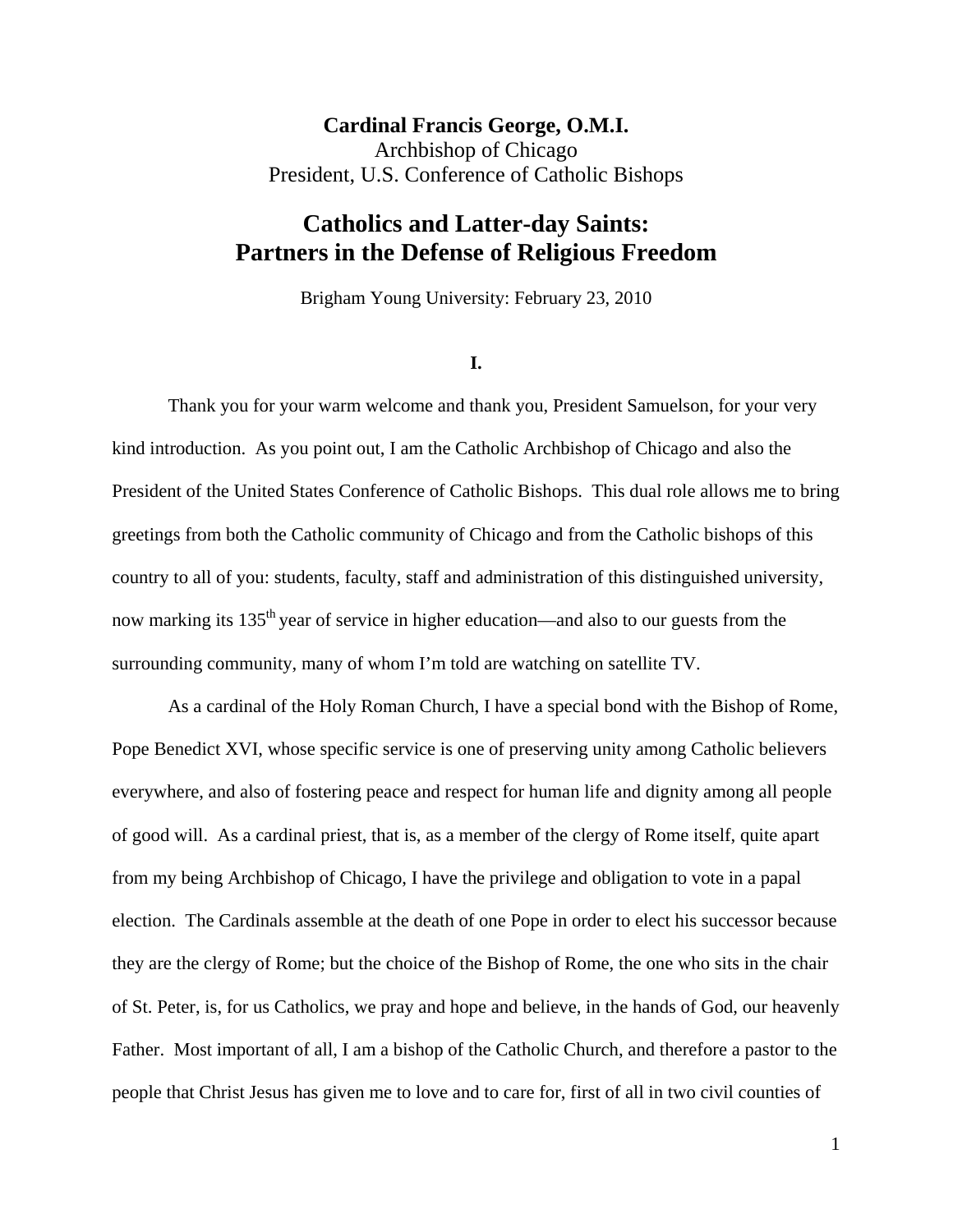**Cardinal Francis George, O.M.I.**
Archbishop of Chicago
President, U.S. Conference of Catholic Bishops

# Catholics and Latter-day Saints: Partners in the Defense of Religious Freedom

Brigham Young University: February 23, 2010

## I.

Thank you for your warm welcome and thank you, President Samuelson, for your very kind introduction. As you point out, I am the Catholic Archbishop of Chicago and also the President of the United States Conference of Catholic Bishops. This dual role allows me to bring greetings from both the Catholic community of Chicago and from the Catholic bishops of this country to all of you: students, faculty, staff and administration of this distinguished university, now marking its 135th year of service in higher education—and also to our guests from the surrounding community, many of whom I'm told are watching on satellite TV.

As a cardinal of the Holy Roman Church, I have a special bond with the Bishop of Rome, Pope Benedict XVI, whose specific service is one of preserving unity among Catholic believers everywhere, and also of fostering peace and respect for human life and dignity among all people of good will. As a cardinal priest, that is, as a member of the clergy of Rome itself, quite apart from my being Archbishop of Chicago, I have the privilege and obligation to vote in a papal election. The Cardinals assemble at the death of one Pope in order to elect his successor because they are the clergy of Rome; but the choice of the Bishop of Rome, the one who sits in the chair of St. Peter, is, for us Catholics, we pray and hope and believe, in the hands of God, our heavenly Father. Most important of all, I am a bishop of the Catholic Church, and therefore a pastor to the people that Christ Jesus has given me to love and to care for, first of all in two civil counties of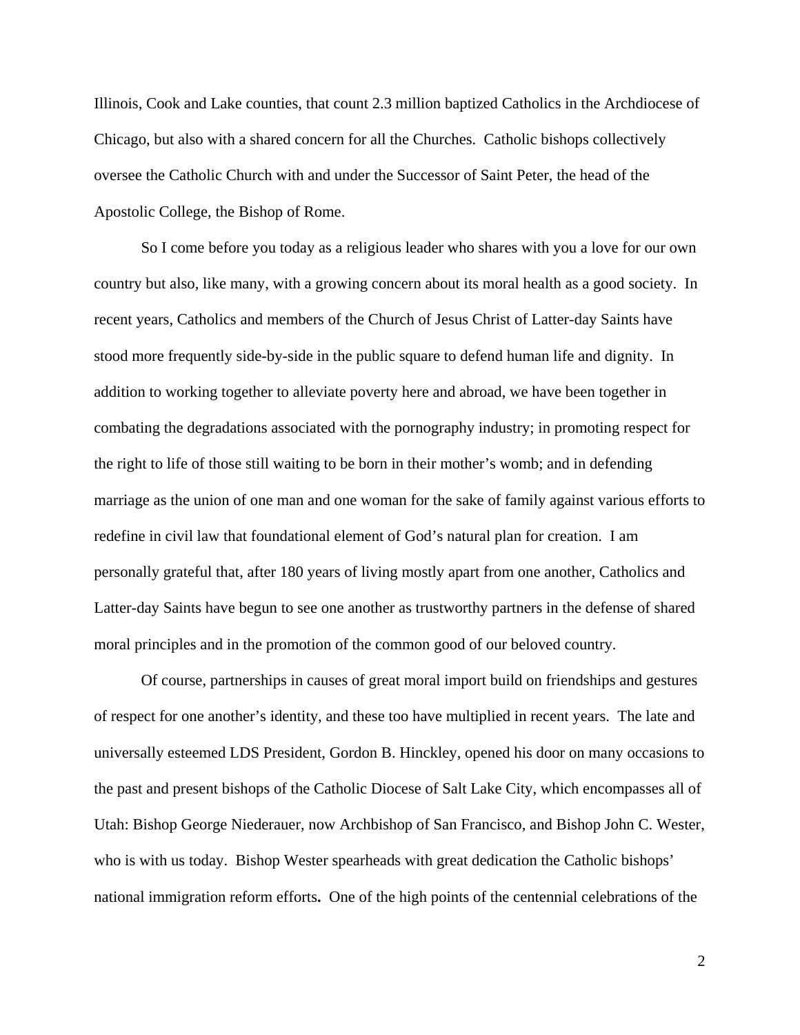Illinois, Cook and Lake counties, that count 2.3 million baptized Catholics in the Archdiocese of Chicago, but also with a shared concern for all the Churches. Catholic bishops collectively oversee the Catholic Church with and under the Successor of Saint Peter, the head of the Apostolic College, the Bishop of Rome.

So I come before you today as a religious leader who shares with you a love for our own country but also, like many, with a growing concern about its moral health as a good society. In recent years, Catholics and members of the Church of Jesus Christ of Latter-day Saints have stood more frequently side-by-side in the public square to defend human life and dignity. In addition to working together to alleviate poverty here and abroad, we have been together in combating the degradations associated with the pornography industry; in promoting respect for the right to life of those still waiting to be born in their mother's womb; and in defending marriage as the union of one man and one woman for the sake of family against various efforts to redefine in civil law that foundational element of God's natural plan for creation. I am personally grateful that, after 180 years of living mostly apart from one another, Catholics and Latter-day Saints have begun to see one another as trustworthy partners in the defense of shared moral principles and in the promotion of the common good of our beloved country.

Of course, partnerships in causes of great moral import build on friendships and gestures of respect for one another's identity, and these too have multiplied in recent years. The late and universally esteemed LDS President, Gordon B. Hinckley, opened his door on many occasions to the past and present bishops of the Catholic Diocese of Salt Lake City, which encompasses all of Utah: Bishop George Niederauer, now Archbishop of San Francisco, and Bishop John C. Wester, who is with us today. Bishop Wester spearheads with great dedication the Catholic bishops' national immigration reform efforts**.** One of the high points of the centennial celebrations of the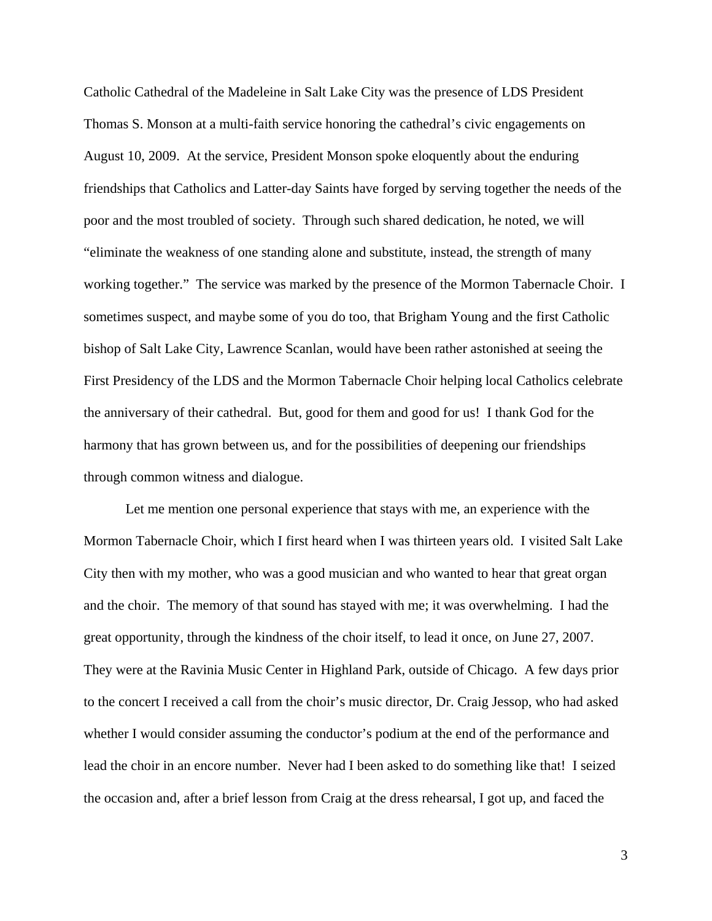Catholic Cathedral of the Madeleine in Salt Lake City was the presence of LDS President Thomas S. Monson at a multi-faith service honoring the cathedral's civic engagements on August 10, 2009. At the service, President Monson spoke eloquently about the enduring friendships that Catholics and Latter-day Saints have forged by serving together the needs of the poor and the most troubled of society. Through such shared dedication, he noted, we will "eliminate the weakness of one standing alone and substitute, instead, the strength of many working together." The service was marked by the presence of the Mormon Tabernacle Choir. I sometimes suspect, and maybe some of you do too, that Brigham Young and the first Catholic bishop of Salt Lake City, Lawrence Scanlan, would have been rather astonished at seeing the First Presidency of the LDS and the Mormon Tabernacle Choir helping local Catholics celebrate the anniversary of their cathedral. But, good for them and good for us! I thank God for the harmony that has grown between us, and for the possibilities of deepening our friendships through common witness and dialogue.

Let me mention one personal experience that stays with me, an experience with the Mormon Tabernacle Choir, which I first heard when I was thirteen years old. I visited Salt Lake City then with my mother, who was a good musician and who wanted to hear that great organ and the choir. The memory of that sound has stayed with me; it was overwhelming. I had the great opportunity, through the kindness of the choir itself, to lead it once, on June 27, 2007. They were at the Ravinia Music Center in Highland Park, outside of Chicago. A few days prior to the concert I received a call from the choir's music director, Dr. Craig Jessop, who had asked whether I would consider assuming the conductor's podium at the end of the performance and lead the choir in an encore number. Never had I been asked to do something like that! I seized the occasion and, after a brief lesson from Craig at the dress rehearsal, I got up, and faced the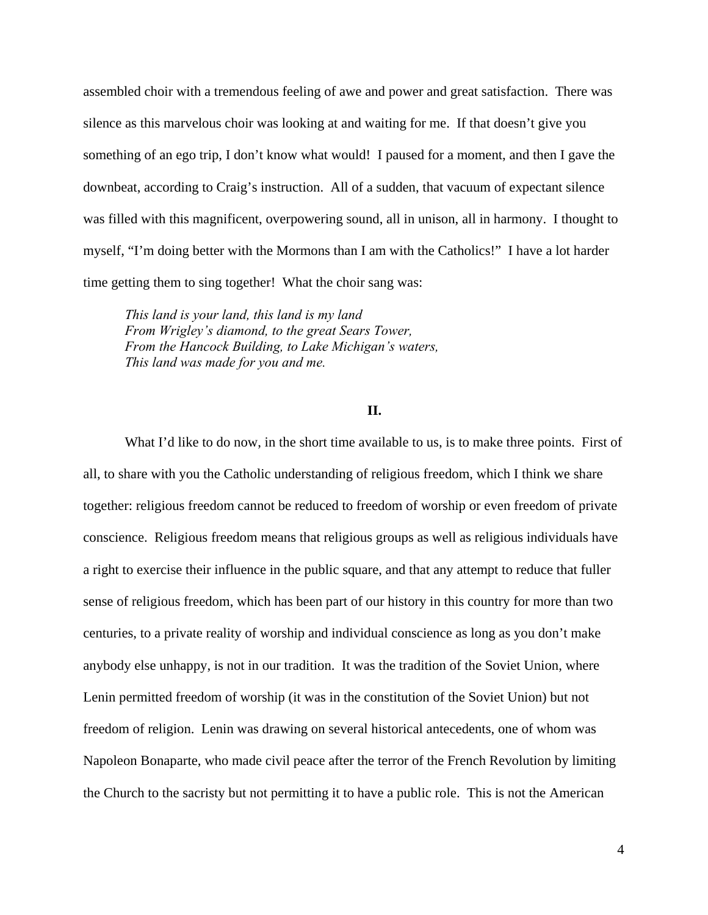assembled choir with a tremendous feeling of awe and power and great satisfaction. There was silence as this marvelous choir was looking at and waiting for me. If that doesn't give you something of an ego trip, I don't know what would! I paused for a moment, and then I gave the downbeat, according to Craig's instruction. All of a sudden, that vacuum of expectant silence was filled with this magnificent, overpowering sound, all in unison, all in harmony. I thought to myself, "I'm doing better with the Mormons than I am with the Catholics!" I have a lot harder time getting them to sing together! What the choir sang was:

> *This land is your land, this land is my land*
> *From Wrigley's diamond, to the great Sears Tower,*
> *From the Hancock Building, to Lake Michigan's waters,*
> *This land was made for you and me.*

## II.

What I'd like to do now, in the short time available to us, is to make three points. First of all, to share with you the Catholic understanding of religious freedom, which I think we share together: religious freedom cannot be reduced to freedom of worship or even freedom of private conscience. Religious freedom means that religious groups as well as religious individuals have a right to exercise their influence in the public square, and that any attempt to reduce that fuller sense of religious freedom, which has been part of our history in this country for more than two centuries, to a private reality of worship and individual conscience as long as you don't make anybody else unhappy, is not in our tradition. It was the tradition of the Soviet Union, where Lenin permitted freedom of worship (it was in the constitution of the Soviet Union) but not freedom of religion. Lenin was drawing on several historical antecedents, one of whom was Napoleon Bonaparte, who made civil peace after the terror of the French Revolution by limiting the Church to the sacristy but not permitting it to have a public role. This is not the American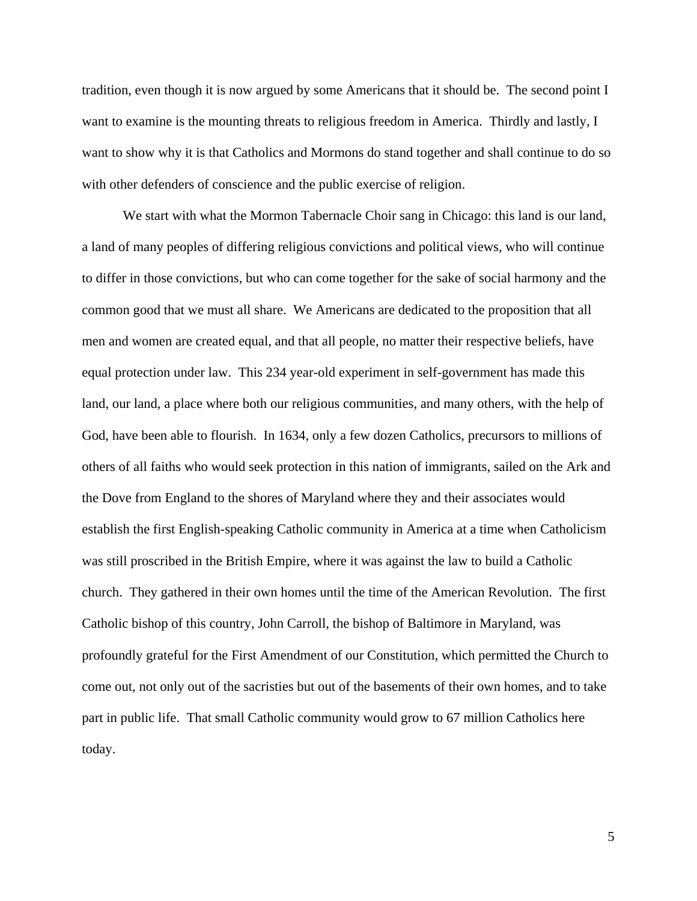tradition, even though it is now argued by some Americans that it should be. The second point I want to examine is the mounting threats to religious freedom in America. Thirdly and lastly, I want to show why it is that Catholics and Mormons do stand together and shall continue to do so with other defenders of conscience and the public exercise of religion.

We start with what the Mormon Tabernacle Choir sang in Chicago: this land is our land, a land of many peoples of differing religious convictions and political views, who will continue to differ in those convictions, but who can come together for the sake of social harmony and the common good that we must all share. We Americans are dedicated to the proposition that all men and women are created equal, and that all people, no matter their respective beliefs, have equal protection under law. This 234 year-old experiment in self-government has made this land, our land, a place where both our religious communities, and many others, with the help of God, have been able to flourish. In 1634, only a few dozen Catholics, precursors to millions of others of all faiths who would seek protection in this nation of immigrants, sailed on the Ark and the Dove from England to the shores of Maryland where they and their associates would establish the first English-speaking Catholic community in America at a time when Catholicism was still proscribed in the British Empire, where it was against the law to build a Catholic church. They gathered in their own homes until the time of the American Revolution. The first Catholic bishop of this country, John Carroll, the bishop of Baltimore in Maryland, was profoundly grateful for the First Amendment of our Constitution, which permitted the Church to come out, not only out of the sacristies but out of the basements of their own homes, and to take part in public life. That small Catholic community would grow to 67 million Catholics here today.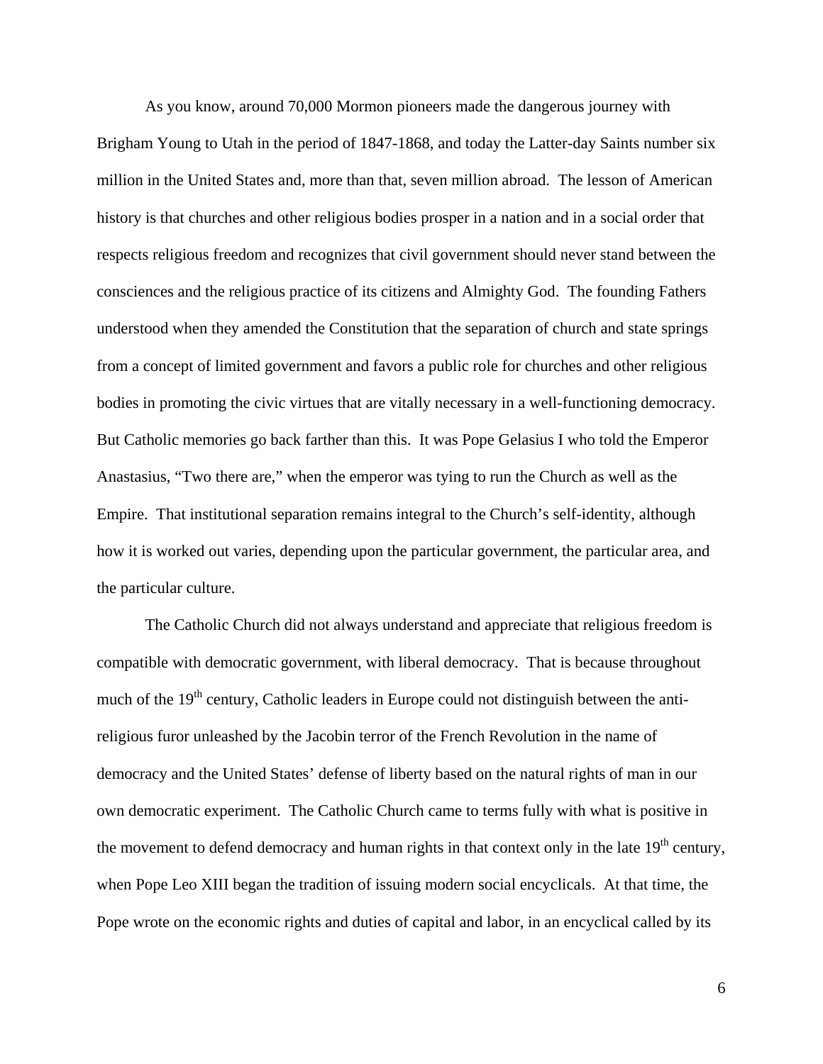As you know, around 70,000 Mormon pioneers made the dangerous journey with Brigham Young to Utah in the period of 1847-1868, and today the Latter-day Saints number six million in the United States and, more than that, seven million abroad. The lesson of American history is that churches and other religious bodies prosper in a nation and in a social order that respects religious freedom and recognizes that civil government should never stand between the consciences and the religious practice of its citizens and Almighty God. The founding Fathers understood when they amended the Constitution that the separation of church and state springs from a concept of limited government and favors a public role for churches and other religious bodies in promoting the civic virtues that are vitally necessary in a well-functioning democracy. But Catholic memories go back farther than this. It was Pope Gelasius I who told the Emperor Anastasius, "Two there are," when the emperor was tying to run the Church as well as the Empire. That institutional separation remains integral to the Church's self-identity, although how it is worked out varies, depending upon the particular government, the particular area, and the particular culture.

The Catholic Church did not always understand and appreciate that religious freedom is compatible with democratic government, with liberal democracy. That is because throughout much of the 19th century, Catholic leaders in Europe could not distinguish between the anti-religious furor unleashed by the Jacobin terror of the French Revolution in the name of democracy and the United States' defense of liberty based on the natural rights of man in our own democratic experiment. The Catholic Church came to terms fully with what is positive in the movement to defend democracy and human rights in that context only in the late 19th century, when Pope Leo XIII began the tradition of issuing modern social encyclicals. At that time, the Pope wrote on the economic rights and duties of capital and labor, in an encyclical called by its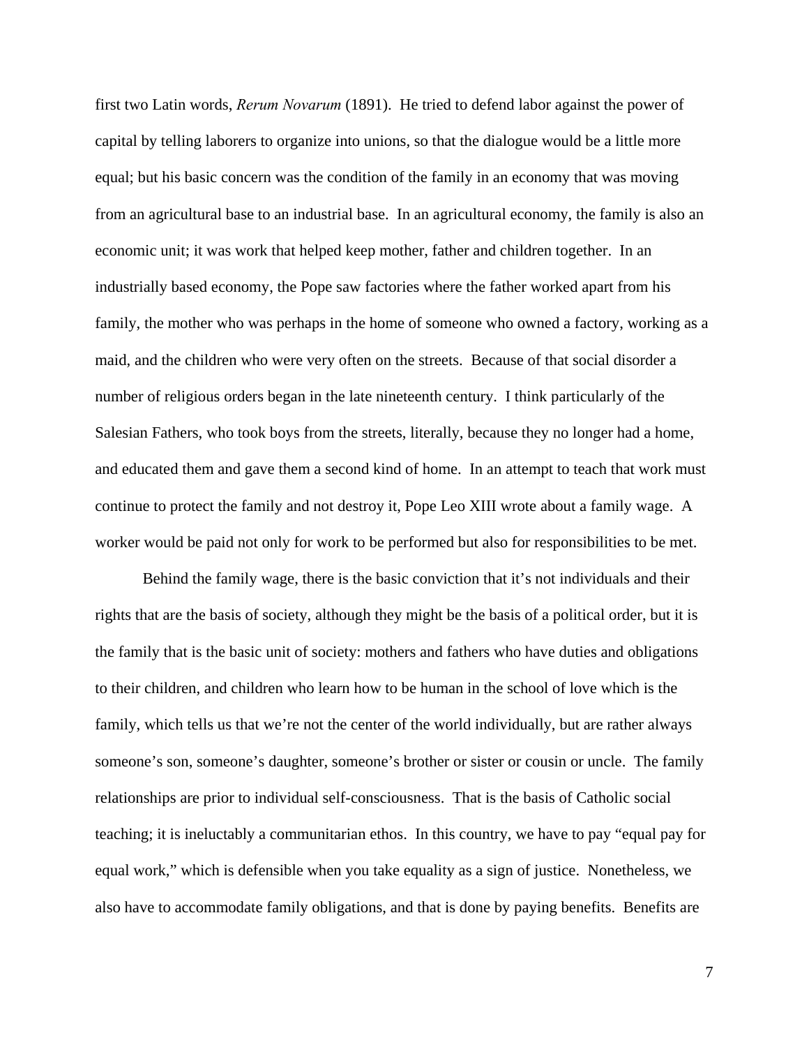first two Latin words, *Rerum Novarum* (1891). He tried to defend labor against the power of capital by telling laborers to organize into unions, so that the dialogue would be a little more equal; but his basic concern was the condition of the family in an economy that was moving from an agricultural base to an industrial base. In an agricultural economy, the family is also an economic unit; it was work that helped keep mother, father and children together. In an industrially based economy, the Pope saw factories where the father worked apart from his family, the mother who was perhaps in the home of someone who owned a factory, working as a maid, and the children who were very often on the streets. Because of that social disorder a number of religious orders began in the late nineteenth century. I think particularly of the Salesian Fathers, who took boys from the streets, literally, because they no longer had a home, and educated them and gave them a second kind of home. In an attempt to teach that work must continue to protect the family and not destroy it, Pope Leo XIII wrote about a family wage. A worker would be paid not only for work to be performed but also for responsibilities to be met.

Behind the family wage, there is the basic conviction that it's not individuals and their rights that are the basis of society, although they might be the basis of a political order, but it is the family that is the basic unit of society: mothers and fathers who have duties and obligations to their children, and children who learn how to be human in the school of love which is the family, which tells us that we're not the center of the world individually, but are rather always someone's son, someone's daughter, someone's brother or sister or cousin or uncle. The family relationships are prior to individual self-consciousness. That is the basis of Catholic social teaching; it is ineluctably a communitarian ethos. In this country, we have to pay "equal pay for equal work," which is defensible when you take equality as a sign of justice. Nonetheless, we also have to accommodate family obligations, and that is done by paying benefits. Benefits are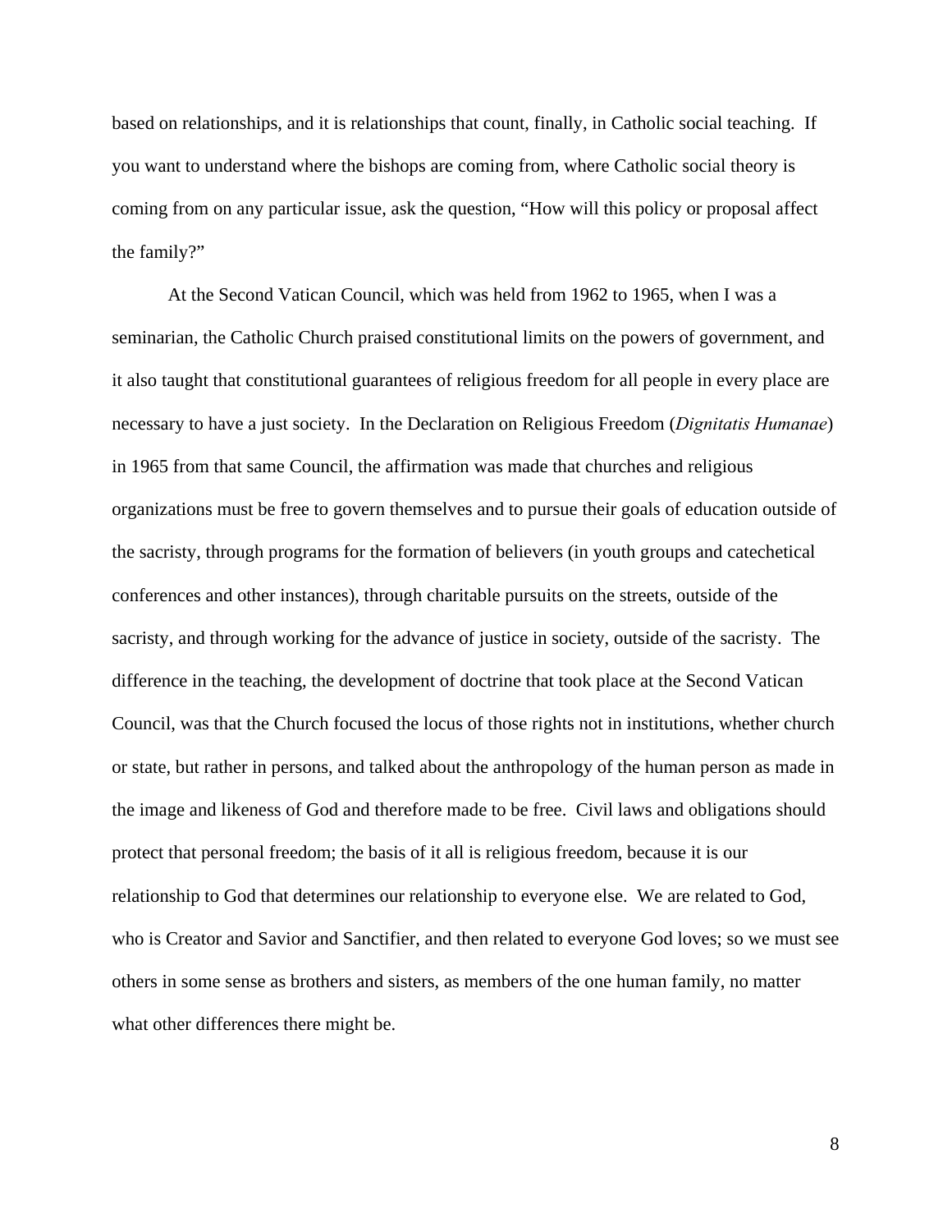based on relationships, and it is relationships that count, finally, in Catholic social teaching. If you want to understand where the bishops are coming from, where Catholic social theory is coming from on any particular issue, ask the question, "How will this policy or proposal affect the family?"

At the Second Vatican Council, which was held from 1962 to 1965, when I was a seminarian, the Catholic Church praised constitutional limits on the powers of government, and it also taught that constitutional guarantees of religious freedom for all people in every place are necessary to have a just society. In the Declaration on Religious Freedom (*Dignitatis Humanae*) in 1965 from that same Council, the affirmation was made that churches and religious organizations must be free to govern themselves and to pursue their goals of education outside of the sacristy, through programs for the formation of believers (in youth groups and catechetical conferences and other instances), through charitable pursuits on the streets, outside of the sacristy, and through working for the advance of justice in society, outside of the sacristy. The difference in the teaching, the development of doctrine that took place at the Second Vatican Council, was that the Church focused the locus of those rights not in institutions, whether church or state, but rather in persons, and talked about the anthropology of the human person as made in the image and likeness of God and therefore made to be free. Civil laws and obligations should protect that personal freedom; the basis of it all is religious freedom, because it is our relationship to God that determines our relationship to everyone else. We are related to God, who is Creator and Savior and Sanctifier, and then related to everyone God loves; so we must see others in some sense as brothers and sisters, as members of the one human family, no matter what other differences there might be.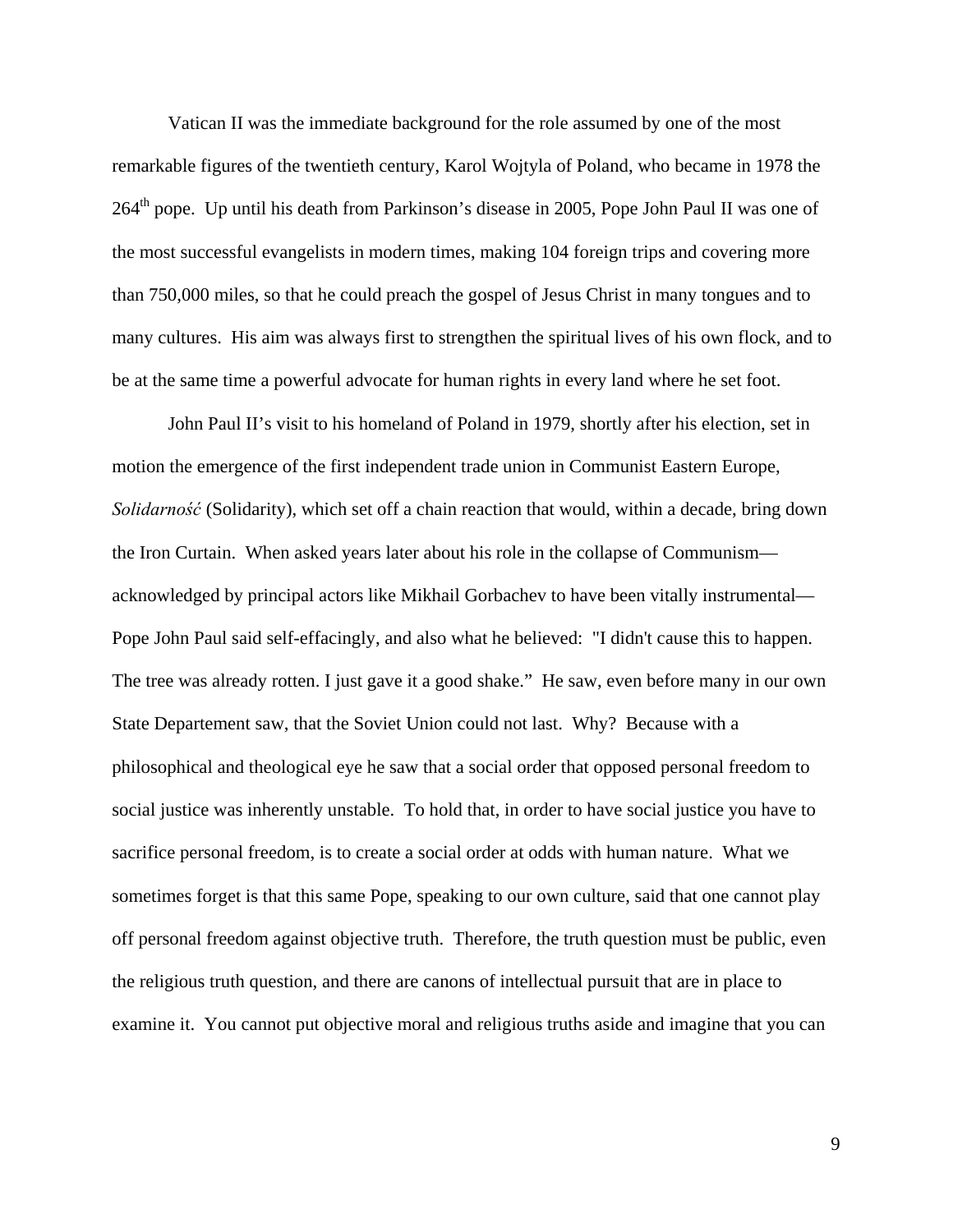Vatican II was the immediate background for the role assumed by one of the most remarkable figures of the twentieth century, Karol Wojtyla of Poland, who became in 1978 the 264$^{th}$ pope. Up until his death from Parkinson's disease in 2005, Pope John Paul II was one of the most successful evangelists in modern times, making 104 foreign trips and covering more than 750,000 miles, so that he could preach the gospel of Jesus Christ in many tongues and to many cultures. His aim was always first to strengthen the spiritual lives of his own flock, and to be at the same time a powerful advocate for human rights in every land where he set foot.

John Paul II's visit to his homeland of Poland in 1979, shortly after his election, set in motion the emergence of the first independent trade union in Communist Eastern Europe, *Solidarność* (Solidarity), which set off a chain reaction that would, within a decade, bring down the Iron Curtain. When asked years later about his role in the collapse of Communism—acknowledged by principal actors like Mikhail Gorbachev to have been vitally instrumental—Pope John Paul said self-effacingly, and also what he believed: "I didn't cause this to happen. The tree was already rotten. I just gave it a good shake." He saw, even before many in our own State Departement saw, that the Soviet Union could not last. Why? Because with a philosophical and theological eye he saw that a social order that opposed personal freedom to social justice was inherently unstable. To hold that, in order to have social justice you have to sacrifice personal freedom, is to create a social order at odds with human nature. What we sometimes forget is that this same Pope, speaking to our own culture, said that one cannot play off personal freedom against objective truth. Therefore, the truth question must be public, even the religious truth question, and there are canons of intellectual pursuit that are in place to examine it. You cannot put objective moral and religious truths aside and imagine that you can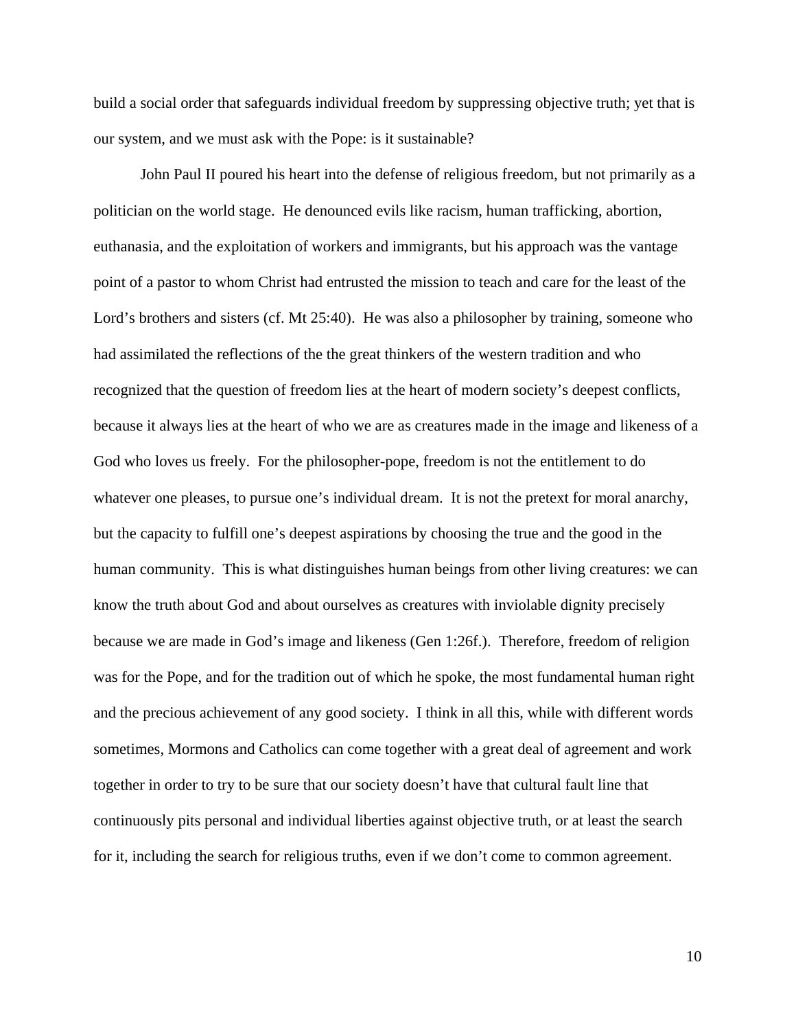build a social order that safeguards individual freedom by suppressing objective truth; yet that is our system, and we must ask with the Pope: is it sustainable?

John Paul II poured his heart into the defense of religious freedom, but not primarily as a politician on the world stage. He denounced evils like racism, human trafficking, abortion, euthanasia, and the exploitation of workers and immigrants, but his approach was the vantage point of a pastor to whom Christ had entrusted the mission to teach and care for the least of the Lord's brothers and sisters (cf. Mt 25:40). He was also a philosopher by training, someone who had assimilated the reflections of the the great thinkers of the western tradition and who recognized that the question of freedom lies at the heart of modern society's deepest conflicts, because it always lies at the heart of who we are as creatures made in the image and likeness of a God who loves us freely. For the philosopher-pope, freedom is not the entitlement to do whatever one pleases, to pursue one's individual dream. It is not the pretext for moral anarchy, but the capacity to fulfill one's deepest aspirations by choosing the true and the good in the human community. This is what distinguishes human beings from other living creatures: we can know the truth about God and about ourselves as creatures with inviolable dignity precisely because we are made in God's image and likeness (Gen 1:26f.). Therefore, freedom of religion was for the Pope, and for the tradition out of which he spoke, the most fundamental human right and the precious achievement of any good society. I think in all this, while with different words sometimes, Mormons and Catholics can come together with a great deal of agreement and work together in order to try to be sure that our society doesn't have that cultural fault line that continuously pits personal and individual liberties against objective truth, or at least the search for it, including the search for religious truths, even if we don't come to common agreement.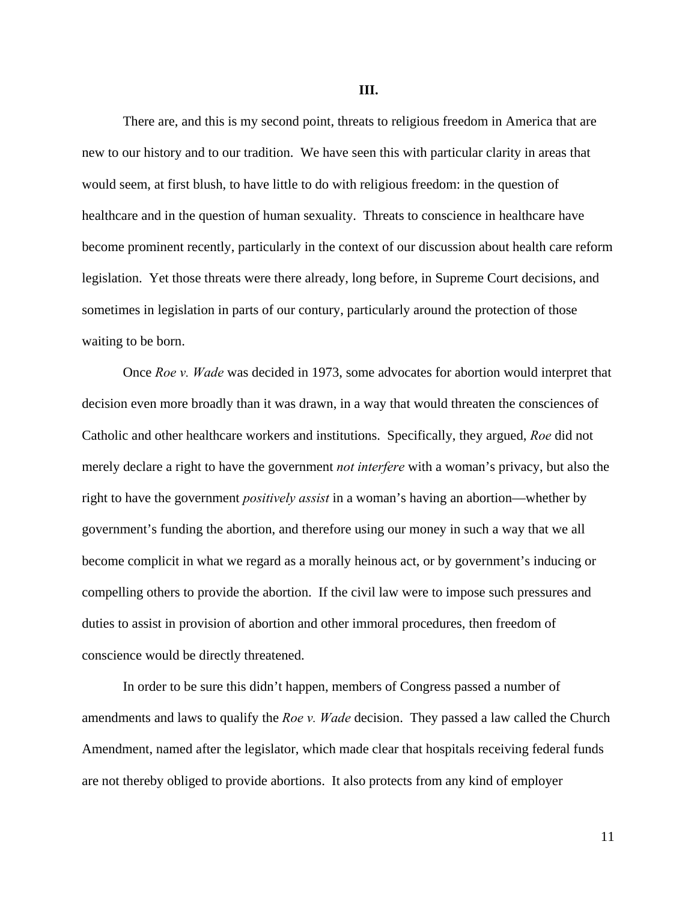**III.**

There are, and this is my second point, threats to religious freedom in America that are new to our history and to our tradition. We have seen this with particular clarity in areas that would seem, at first blush, to have little to do with religious freedom: in the question of healthcare and in the question of human sexuality. Threats to conscience in healthcare have become prominent recently, particularly in the context of our discussion about health care reform legislation. Yet those threats were there already, long before, in Supreme Court decisions, and sometimes in legislation in parts of our contury, particularly around the protection of those waiting to be born.

Once *Roe v. Wade* was decided in 1973, some advocates for abortion would interpret that decision even more broadly than it was drawn, in a way that would threaten the consciences of Catholic and other healthcare workers and institutions. Specifically, they argued, *Roe* did not merely declare a right to have the government *not interfere* with a woman's privacy, but also the right to have the government *positively assist* in a woman's having an abortion—whether by government's funding the abortion, and therefore using our money in such a way that we all become complicit in what we regard as a morally heinous act, or by government's inducing or compelling others to provide the abortion. If the civil law were to impose such pressures and duties to assist in provision of abortion and other immoral procedures, then freedom of conscience would be directly threatened.

In order to be sure this didn't happen, members of Congress passed a number of amendments and laws to qualify the *Roe v. Wade* decision. They passed a law called the Church Amendment, named after the legislator, which made clear that hospitals receiving federal funds are not thereby obliged to provide abortions. It also protects from any kind of employer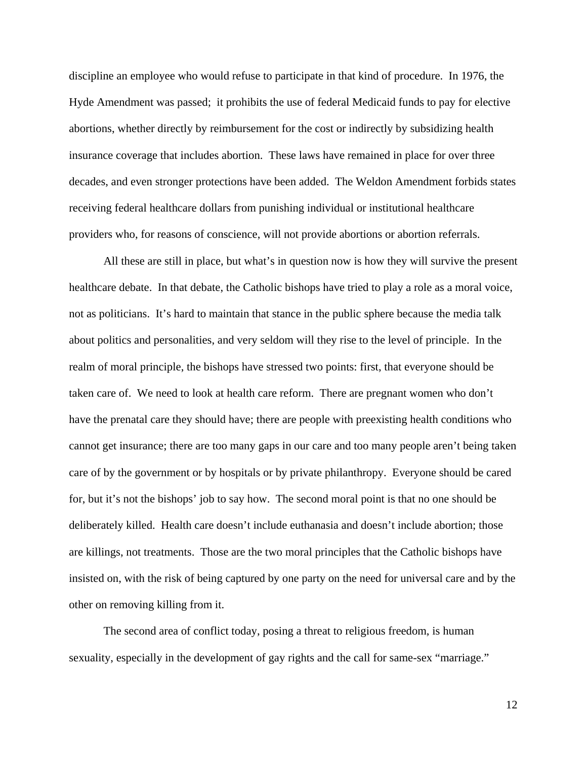discipline an employee who would refuse to participate in that kind of procedure. In 1976, the Hyde Amendment was passed; it prohibits the use of federal Medicaid funds to pay for elective abortions, whether directly by reimbursement for the cost or indirectly by subsidizing health insurance coverage that includes abortion. These laws have remained in place for over three decades, and even stronger protections have been added. The Weldon Amendment forbids states receiving federal healthcare dollars from punishing individual or institutional healthcare providers who, for reasons of conscience, will not provide abortions or abortion referrals.

All these are still in place, but what's in question now is how they will survive the present healthcare debate. In that debate, the Catholic bishops have tried to play a role as a moral voice, not as politicians. It's hard to maintain that stance in the public sphere because the media talk about politics and personalities, and very seldom will they rise to the level of principle. In the realm of moral principle, the bishops have stressed two points: first, that everyone should be taken care of. We need to look at health care reform. There are pregnant women who don't have the prenatal care they should have; there are people with preexisting health conditions who cannot get insurance; there are too many gaps in our care and too many people aren't being taken care of by the government or by hospitals or by private philanthropy. Everyone should be cared for, but it's not the bishops' job to say how. The second moral point is that no one should be deliberately killed. Health care doesn't include euthanasia and doesn't include abortion; those are killings, not treatments. Those are the two moral principles that the Catholic bishops have insisted on, with the risk of being captured by one party on the need for universal care and by the other on removing killing from it.

The second area of conflict today, posing a threat to religious freedom, is human sexuality, especially in the development of gay rights and the call for same-sex "marriage."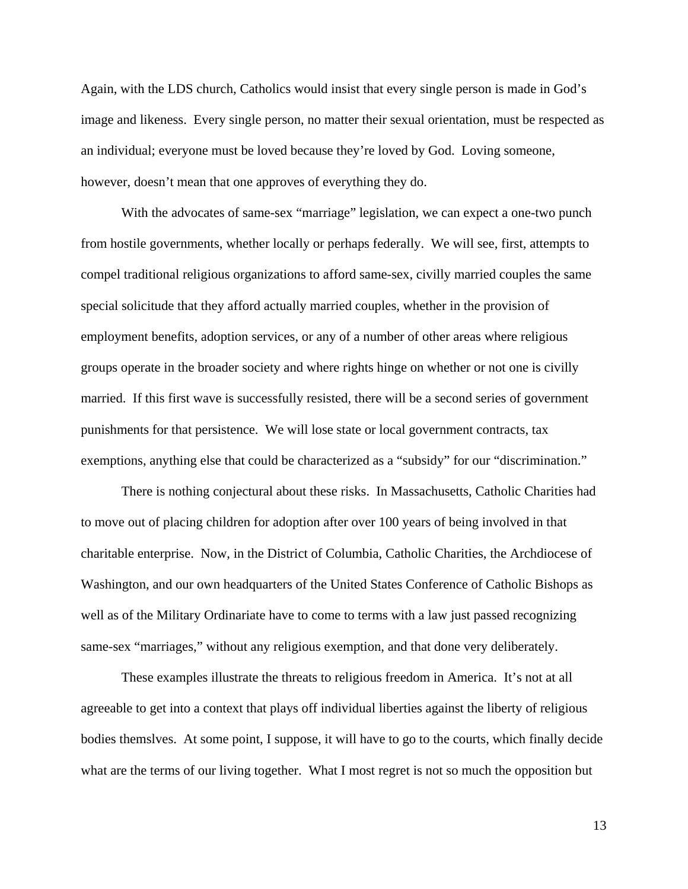Again, with the LDS church, Catholics would insist that every single person is made in God's image and likeness. Every single person, no matter their sexual orientation, must be respected as an individual; everyone must be loved because they're loved by God. Loving someone, however, doesn't mean that one approves of everything they do.

With the advocates of same-sex "marriage" legislation, we can expect a one-two punch from hostile governments, whether locally or perhaps federally. We will see, first, attempts to compel traditional religious organizations to afford same-sex, civilly married couples the same special solicitude that they afford actually married couples, whether in the provision of employment benefits, adoption services, or any of a number of other areas where religious groups operate in the broader society and where rights hinge on whether or not one is civilly married. If this first wave is successfully resisted, there will be a second series of government punishments for that persistence. We will lose state or local government contracts, tax exemptions, anything else that could be characterized as a "subsidy" for our "discrimination."

There is nothing conjectural about these risks. In Massachusetts, Catholic Charities had to move out of placing children for adoption after over 100 years of being involved in that charitable enterprise. Now, in the District of Columbia, Catholic Charities, the Archdiocese of Washington, and our own headquarters of the United States Conference of Catholic Bishops as well as of the Military Ordinariate have to come to terms with a law just passed recognizing same-sex "marriages," without any religious exemption, and that done very deliberately.

These examples illustrate the threats to religious freedom in America. It's not at all agreeable to get into a context that plays off individual liberties against the liberty of religious bodies themslves. At some point, I suppose, it will have to go to the courts, which finally decide what are the terms of our living together. What I most regret is not so much the opposition but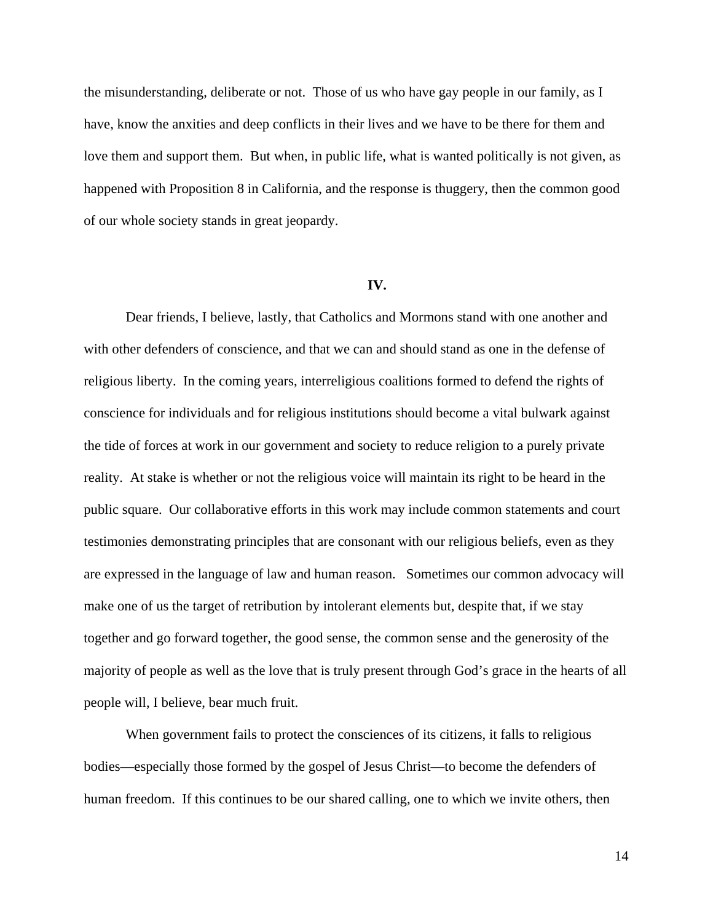the misunderstanding, deliberate or not. Those of us who have gay people in our family, as I have, know the anxieties and deep conflicts in their lives and we have to be there for them and love them and support them. But when, in public life, what is wanted politically is not given, as happened with Proposition 8 in California, and the response is thuggery, then the common good of our whole society stands in great jeopardy.

## IV.

Dear friends, I believe, lastly, that Catholics and Mormons stand with one another and with other defenders of conscience, and that we can and should stand as one in the defense of religious liberty. In the coming years, interreligious coalitions formed to defend the rights of conscience for individuals and for religious institutions should become a vital bulwark against the tide of forces at work in our government and society to reduce religion to a purely private reality. At stake is whether or not the religious voice will maintain its right to be heard in the public square. Our collaborative efforts in this work may include common statements and court testimonies demonstrating principles that are consonant with our religious beliefs, even as they are expressed in the language of law and human reason. Sometimes our common advocacy will make one of us the target of retribution by intolerant elements but, despite that, if we stay together and go forward together, the good sense, the common sense and the generosity of the majority of people as well as the love that is truly present through God's grace in the hearts of all people will, I believe, bear much fruit.

When government fails to protect the consciences of its citizens, it falls to religious bodies—especially those formed by the gospel of Jesus Christ—to become the defenders of human freedom. If this continues to be our shared calling, one to which we invite others, then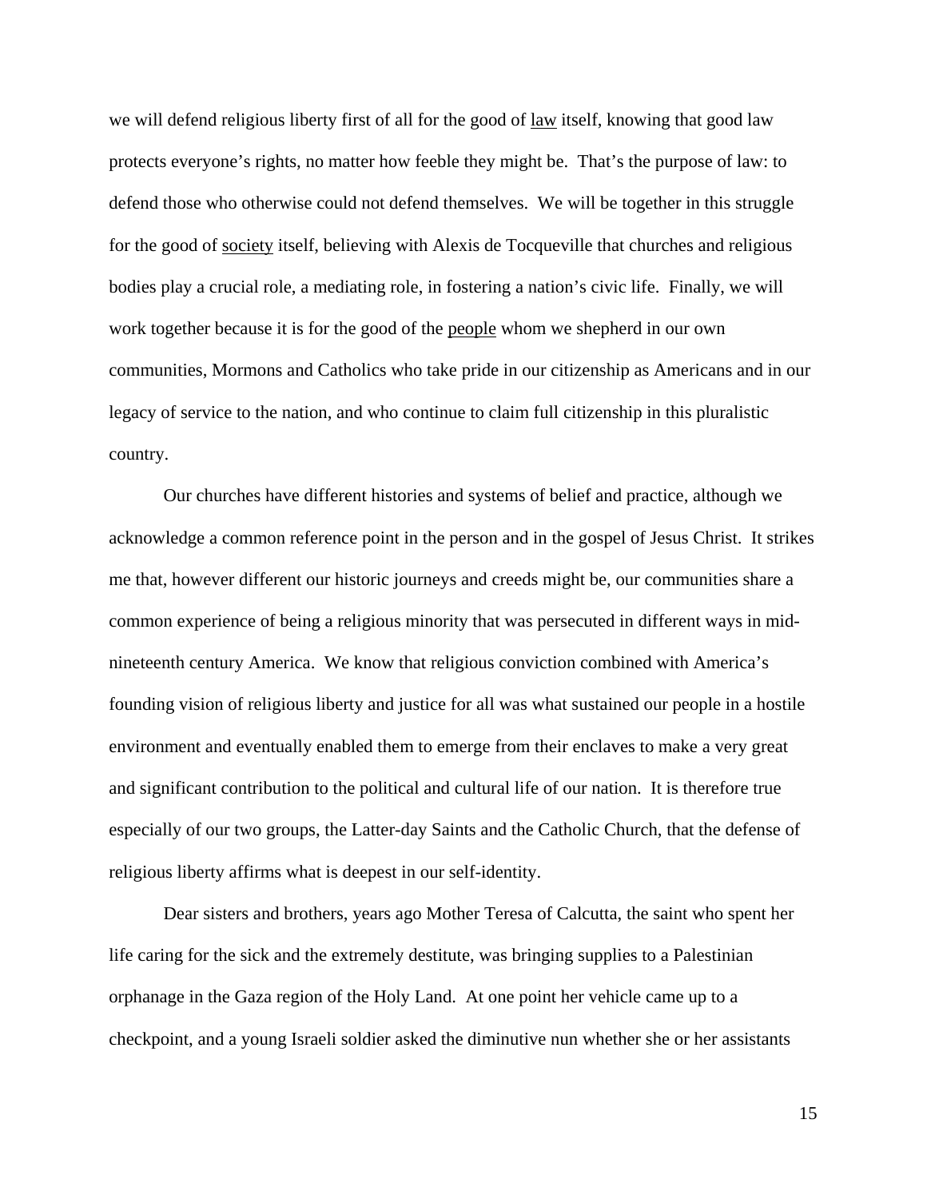we will defend religious liberty first of all for the good of <u>law</u> itself, knowing that good law protects everyone's rights, no matter how feeble they might be. That's the purpose of law: to defend those who otherwise could not defend themselves. We will be together in this struggle for the good of <u>society</u> itself, believing with Alexis de Tocqueville that churches and religious bodies play a crucial role, a mediating role, in fostering a nation's civic life. Finally, we will work together because it is for the good of the <u>people</u> whom we shepherd in our own communities, Mormons and Catholics who take pride in our citizenship as Americans and in our legacy of service to the nation, and who continue to claim full citizenship in this pluralistic country.

Our churches have different histories and systems of belief and practice, although we acknowledge a common reference point in the person and in the gospel of Jesus Christ. It strikes me that, however different our historic journeys and creeds might be, our communities share a common experience of being a religious minority that was persecuted in different ways in mid-nineteenth century America. We know that religious conviction combined with America's founding vision of religious liberty and justice for all was what sustained our people in a hostile environment and eventually enabled them to emerge from their enclaves to make a very great and significant contribution to the political and cultural life of our nation. It is therefore true especially of our two groups, the Latter-day Saints and the Catholic Church, that the defense of religious liberty affirms what is deepest in our self-identity.

Dear sisters and brothers, years ago Mother Teresa of Calcutta, the saint who spent her life caring for the sick and the extremely destitute, was bringing supplies to a Palestinian orphanage in the Gaza region of the Holy Land. At one point her vehicle came up to a checkpoint, and a young Israeli soldier asked the diminutive nun whether she or her assistants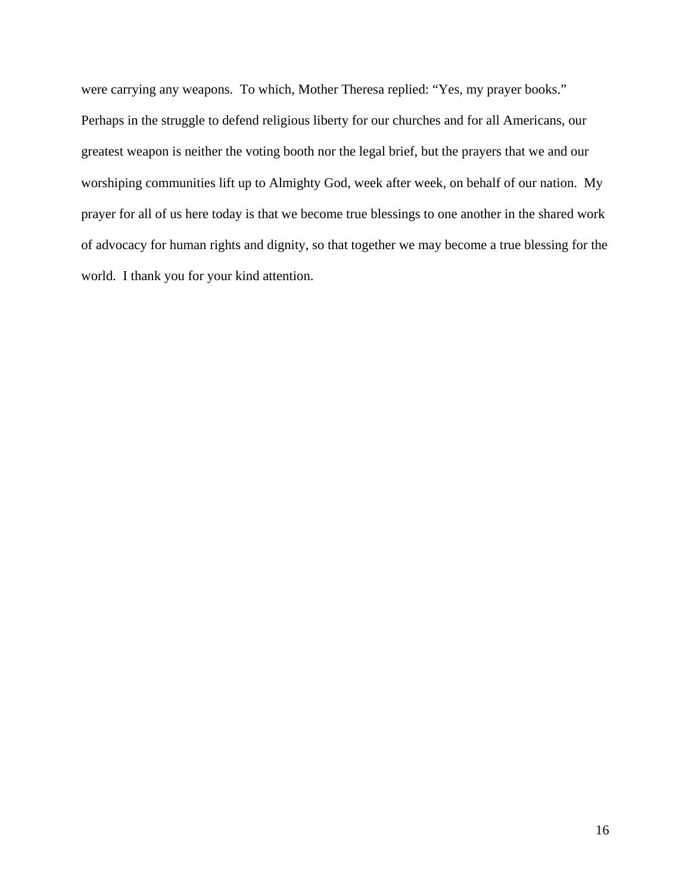were carrying any weapons. To which, Mother Theresa replied: "Yes, my prayer books." Perhaps in the struggle to defend religious liberty for our churches and for all Americans, our greatest weapon is neither the voting booth nor the legal brief, but the prayers that we and our worshiping communities lift up to Almighty God, week after week, on behalf of our nation. My prayer for all of us here today is that we become true blessings to one another in the shared work of advocacy for human rights and dignity, so that together we may become a true blessing for the world. I thank you for your kind attention.